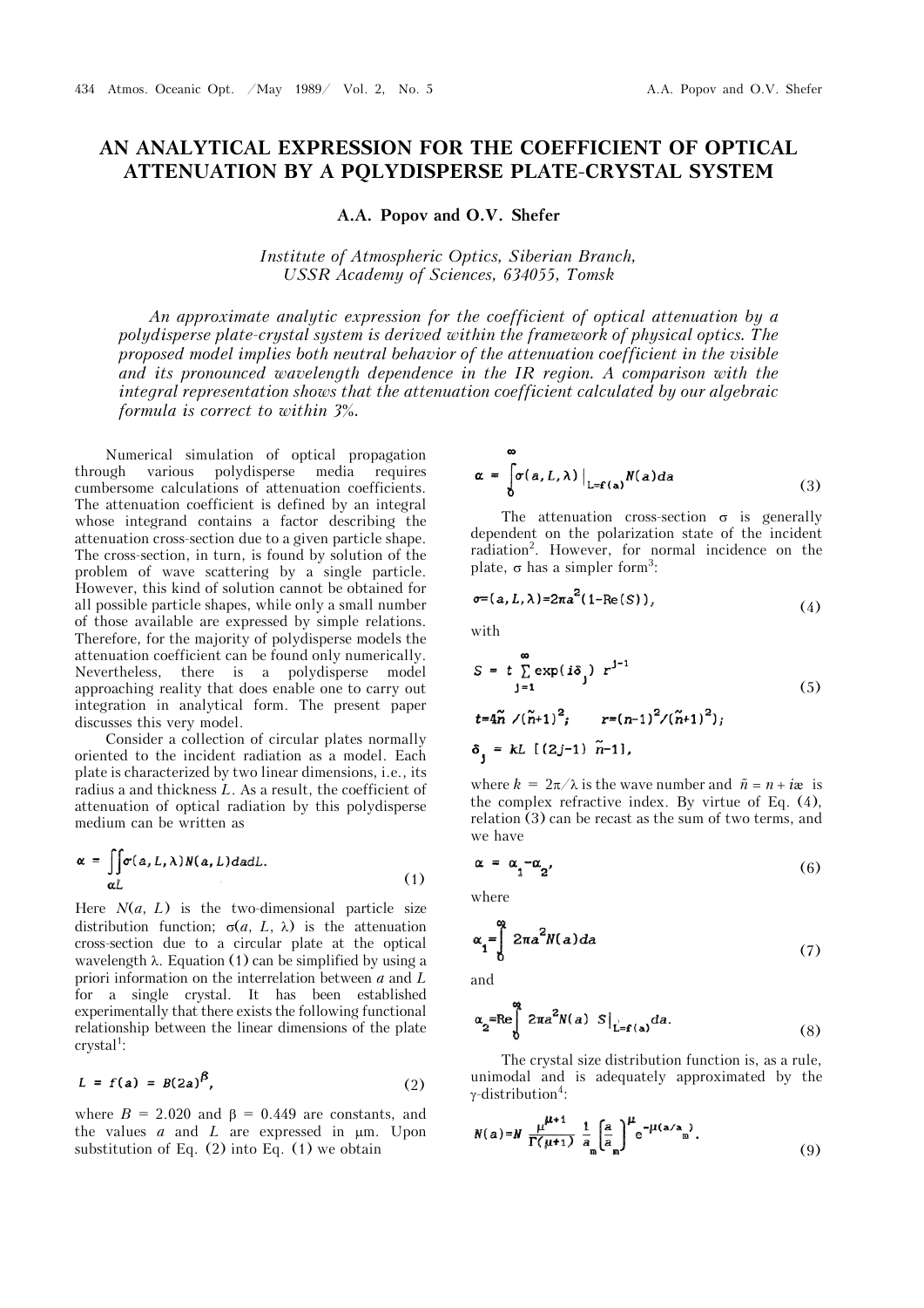# AN ANALYTICAL EXPRESSION FOR THE COEFFICIENT OF OPTICAL ATTENUATION BY A PQLYDISPERSE PLATE-CRYSTAL SYSTEM

**A.A. Popov and O.V. Shefer**

*Institute of Atmospheric Optics, Siberian Branch, USSR Academy of Sciences, 634055, Tomsk*

*An approximate analytic expression for the coefficient of optical attenuation by a polydisperse plate-crystal system is derived within the framework of physical optics. The proposed model implies both neutral behavior of the attenuation coefficient in the visible and its pronounced wavelength dependence in the IR region. A comparison with the integral representation shows that the attenuation coefficient calculated by our algebraic formula is correct to within 3%.*

Numerical simulation of optical propagation through various polydisperse media requires cumbersome calculations of attenuation coefficients. The attenuation coefficient is defined by an integral whose integrand contains a factor describing the attenuation cross-section due to a given particle shape. The cross-section, in turn, is found by solution of the problem of wave scattering by a single particle. However, this kind of solution cannot be obtained for all possible particle shapes, while only a small number of those available are expressed by simple relations. Therefore, for the majority of polydisperse models the attenuation coefficient can be found only numerically. Nevertheless, there is a polydisperse model approaching reality that does enable one to carry out integration in analytical form. The present paper discusses this very model.

Consider a collection of circular plates normally oriented to the incident radiation as a model. Each plate is characterized by two linear dimensions, i.e., its radius a and thickness $L$. As a result, the coefficient of attenuation of optical radiation by this polydisperse medium can be written as

$$\alpha = \iint\limits_{\alpha L} \sigma(a, L, \lambda) N(a, L) da dL. \tag{1}$$

Here $N(a, L)$ is the two-dimensional particle size distribution function; $\sigma(a, L, \lambda)$ is the attenuation cross-section due to a circular plate at the optical wavelength $\lambda$. Equation (1) can be simplified by using a priori information on the interrelation between $a$ and $L$ for a single crystal. It has been established experimentally that there exists the following functional relationship between the linear dimensions of the plate crystal[1]:

$$L = f(a) = B(2a)^{\beta}, \tag{2}$$

where $B = 2.020$ and $\beta = 0.449$ are constants, and the values $a$ and $L$ are expressed in μm. Upon substitution of Eq. (2) into Eq. (1) we obtain

$$\alpha = \int\limits_0^{\infty} \sigma(a, L, \lambda)\Big|_{L=f(a)} N(a) da \tag{3}$$

The attenuation cross-section $\sigma$ is generally dependent on the polarization state of the incident radiation[2]. However, for normal incidence on the plate, $\sigma$ has a simpler form[3]:

$$\sigma = (a, L, \lambda) = 2\pi a^2 (1 - \mathrm{Re}(S)), \tag{4}$$

with

$$S = t \sum_{j=1}^{\infty} \exp(i\delta_j)\, r^{j-1} \tag{5}$$

$$t = 4\tilde{n} / (\tilde{n}+1)^2; \qquad r = (n-1)^2/(\tilde{n}+1)^2);$$

$$\delta_j = kL\,[(2j-1)\,\tilde{n} - 1],$$

where $k = 2\pi/\lambda$ is the wave number and $\tilde{n} = n + i\text{æ}$ is the complex refractive index. By virtue of Eq. (4), relation (3) can be recast as the sum of two terms, and we have

$$\alpha = \alpha_1 - \alpha_2, \tag{6}$$

where

$$\alpha_1 = \int\limits_0^{\infty} 2\pi a^2 N(a) da \tag{7}$$

and

$$\alpha_2 = \mathrm{Re} \int\limits_0^{\infty} 2\pi a^2 N(a)\; S\Big|_{L=f(a)} da. \tag{8}$$

The crystal size distribution function is, as a rule, unimodal and is adequately approximated by the $\gamma$-distribution[4]:

$$N(a) = N \frac{\mu^{\mu+1}}{\Gamma(\mu+1)} \frac{1}{a_m} \left(\frac{a}{a_m}\right)^{\mu} e^{-\mu(a/a_m)}. \tag{9}$$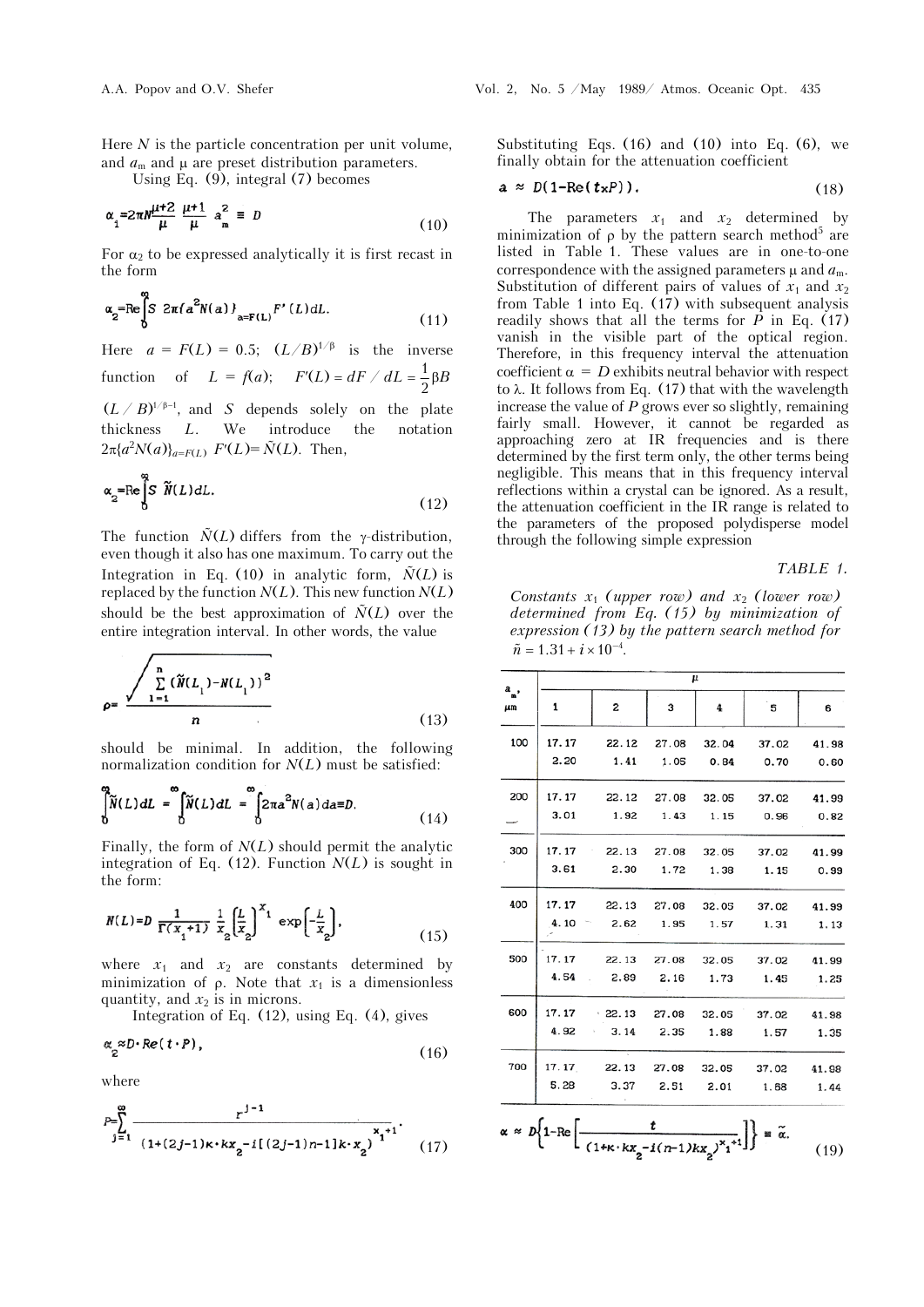Here $N$ is the particle concentration per unit volume, and $a_m$ and $\mu$ are preset distribution parameters.

Using Eq. (9), integral (7) becomes

$$\alpha_1 = 2\pi N \frac{\mu+2}{\mu}\,\frac{\mu+1}{\mu}\,a_m^2 \equiv D \tag{10}$$

For $\alpha_2$ to be expressed analytically it is first recast in the form

$$\alpha_2 = \mathrm{Re}\int_0^\infty S\;2\pi\{a^2 N(a)\}_{a=F(L)}\,F'(L)\,dL. \tag{11}$$

Here $a = F(L) = 0.5;\ (L/B)^{1/\beta}$ is the inverse function of $L = f(a)$; $F'(L) = dF/dL = \frac{1}{2}\beta B\,(L/B)^{1/\beta-1}$, and $S$ depends solely on the plate thickness $L$. We introduce the notation $2\pi\{a^2N(a)\}_{a=F(L)}\,F'(L) = \tilde{N}(L)$. Then,

$$\alpha_2 = \mathrm{Re}\int_0^\infty S\,\tilde{N}(L)\,dL. \tag{12}$$

The function $\tilde{N}(L)$ differs from the $\gamma$-distribution, even though it also has one maximum. To carry out the Integration in Eq. (10) in analytic form, $\tilde{N}(L)$ is replaced by the function $N(L)$. This new function $N(L)$ should be the best approximation of $\tilde{N}(L)$ over the entire integration interval. In other words, the value

$$\rho = \frac{\sqrt{\sum_{l=1}^{n}\left(\tilde{N}(L_l) - N(L_l)\right)^2}}{n} \tag{13}$$

should be minimal. In addition, the following normalization condition for $N(L)$ must be satisfied:

$$\int_0^\infty \tilde{N}(L)\,dL = \int_0^\infty \tilde{N}(L)\,dL = \int_0^\infty 2\pi a^2 N(a)\,da \equiv D. \tag{14}$$

Finally, the form of $N(L)$ should permit the analytic integration of Eq. (12). Function $N(L)$ is sought in the form:

$$N(L) = D\,\frac{1}{\Gamma(x_1+1)}\,\frac{1}{x_2}\left(\frac{L}{x_2}\right)^{x_1}\exp\left[-\frac{L}{x_2}\right], \tag{15}$$

where $x_1$ and $x_2$ are constants determined by minimization of $\rho$. Note that $x_1$ is a dimensionless quantity, and $x_2$ is in microns.

Integration of Eq. (12), using Eq. (4), gives

$$\alpha_2 \approx D\cdot \mathrm{Re}(t\cdot P), \tag{16}$$

where

$$P = \sum_{j=1}^{\infty} \frac{r^{j-1}}{\left(1 + (2j-1)\kappa\cdot k x_2 - i[(2j-1)n - 1]k\cdot x_2\right)^{x_1+1}}. \tag{17}$$

Substituting Eqs. (16) and (10) into Eq. (6), we finally obtain for the attenuation coefficient

$$\alpha \approx D(1 - \mathrm{Re}(t \times P)). \tag{18}$$

The parameters $x_1$ and $x_2$ determined by minimization of $\rho$ by the pattern search method[5] are listed in Table 1. These values are in one-to-one correspondence with the assigned parameters $\mu$ and $a_m$. Substitution of different pairs of values of $x_1$ and $x_2$ from Table 1 into Eq. (17) with subsequent analysis readily shows that all the terms for $P$ in Eq. (17) vanish in the visible part of the optical region. Therefore, in this frequency interval the attenuation coefficient $\alpha = D$ exhibits neutral behavior with respect to $\lambda$. It follows from Eq. (17) that with the wavelength increase the value of $P$ grows ever so slightly, remaining fairly small. However, it cannot be regarded as approaching zero at IR frequencies and is there determined by the first term only, the other terms being negligible. This means that in this frequency interval reflections within a crystal can be ignored. As a result, the attenuation coefficient in the IR range is related to the parameters of the proposed polydisperse model through the following simple expression

$$\alpha \approx D\left\{1 - \mathrm{Re}\left[\frac{t}{\left(1 + \kappa\cdot k x_2 - i(n-1)k x_2\right)^{x_1+1}}\right]\right\} \equiv \tilde{\alpha}. \tag{19}$$

TABLE 1.

*Constants $x_1$ (upper row) and $x_2$ (lower row) determined from Eq. (15) by minimization of expression (13) by the pattern search method for $\tilde{n} = 1.31 + i \times 10^{-4}$.*

| $a_m$, μm | μ = 1 | 2 | 3 | 4 | 5 | 6 |
|---|---|---|---|---|---|---|
| 100 | 17.17 | 22.12 | 27.08 | 32.04 | 37.02 | 41.98 |
| | 2.20 | 1.41 | 1.05 | 0.84 | 0.70 | 0.60 |
| 200 | 17.17 | 22.12 | 27.08 | 32.05 | 37.02 | 41.99 |
| | 3.01 | 1.92 | 1.43 | 1.15 | 0.96 | 0.82 |
| 300 | 17.17 | 22.13 | 27.08 | 32.05 | 37.02 | 41.99 |
| | 3.61 | 2.30 | 1.72 | 1.38 | 1.15 | 0.99 |
| 400 | 17.17 | 22.13 | 27.08 | 32.05 | 37.02 | 41.99 |
| | 4.10 | 2.62 | 1.95 | 1.57 | 1.31 | 1.13 |
| 500 | 17.17 | 22.13 | 27.08 | 32.05 | 37.02 | 41.99 |
| | 4.54 | 2.89 | 2.16 | 1.73 | 1.45 | 1.25 |
| 600 | 17.17 | 22.13 | 27.08 | 32.05 | 37.02 | 41.98 |
| | 4.92 | 3.14 | 2.35 | 1.88 | 1.57 | 1.35 |
| 700 | 17.17 | 22.13 | 27.08 | 32.05 | 37.02 | 41.98 |
| | 5.28 | 3.37 | 2.51 | 2.01 | 1.68 | 1.44 |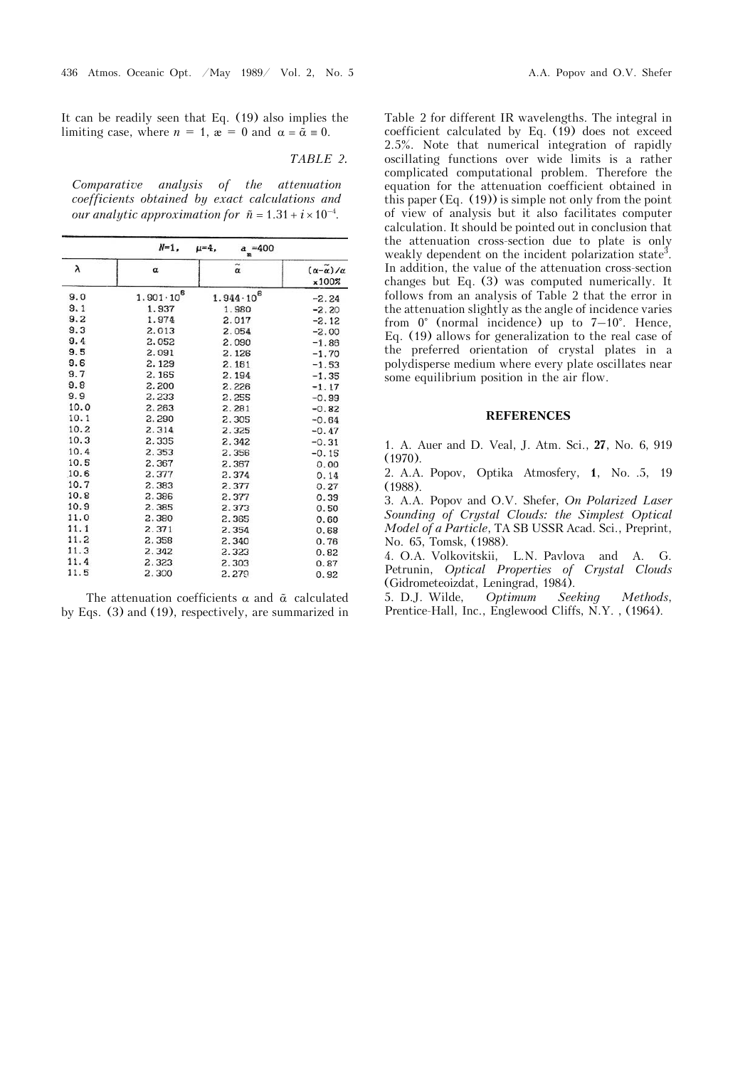It can be readily seen that Eq. (19) also implies the limiting case, where $n = 1$, $æ = 0$ and $\alpha = \tilde{\alpha} \equiv 0$.

*TABLE 2.*

*Comparative analysis of the attenuation coefficients obtained by exact calculations and our analytic approximation for* $\bar{n} = 1.31 + i \times 10^{-4}$.

| $N=1$, $\mu=4$, $a_m=400$ | | | |
|---|---|---|---|
| $\lambda$ | $\alpha$ | $\tilde{\alpha}$ | $(\alpha-\tilde{\alpha})/\alpha$ ×100% |
| 9.0 | $1.901 \cdot 10^6$ | $1.944 \cdot 10^6$ | −2.24 |
| 9.1 | 1.937 | 1.980 | −2.20 |
| 9.2 | 1.974 | 2.017 | −2.12 |
| 9.3 | 2.013 | 2.054 | −2.00 |
| 9.4 | 2.052 | 2.090 | −1.86 |
| 9.5 | 2.091 | 2.126 | −1.70 |
| 9.6 | 2.129 | 2.161 | −1.53 |
| 9.7 | 2.165 | 2.194 | −1.35 |
| 9.8 | 2.200 | 2.226 | −1.17 |
| 9.9 | 2.233 | 2.255 | −0.99 |
| 10.0 | 2.263 | 2.281 | −0.82 |
| 10.1 | 2.290 | 2.305 | −0.64 |
| 10.2 | 2.314 | 2.325 | −0.47 |
| 10.3 | 2.335 | 2.342 | −0.31 |
| 10.4 | 2.353 | 2.356 | −0.15 |
| 10.5 | 2.367 | 2.367 | 0.00 |
| 10.6 | 2.377 | 2.374 | 0.14 |
| 10.7 | 2.383 | 2.377 | 0.27 |
| 10.8 | 2.386 | 2.377 | 0.39 |
| 10.9 | 2.385 | 2.373 | 0.50 |
| 11.0 | 2.380 | 2.365 | 0.60 |
| 11.1 | 2.371 | 2.354 | 0.68 |
| 11.2 | 2.358 | 2.340 | 0.76 |
| 11.3 | 2.342 | 2.323 | 0.82 |
| 11.4 | 2.323 | 2.303 | 0.87 |
| 11.5 | 2.300 | 2.279 | 0.92 |

The attenuation coefficients $\alpha$ and $\tilde{\alpha}$ calculated by Eqs. (3) and (19), respectively, are summarized in Table 2 for different IR wavelengths. The integral in coefficient calculated by Eq. (19) does not exceed 2.5%. Note that numerical integration of rapidly oscillating functions over wide limits is a rather complicated computational problem. Therefore the equation for the attenuation coefficient obtained in this paper (Eq. (19)) is simple not only from the point of view of analysis but it also facilitates computer calculation. It should be pointed out in conclusion that the attenuation cross-section due to plate is only weakly dependent on the incident polarization state[3]. In addition, the value of the attenuation cross-section changes but Eq. (3) was computed numerically. It follows from an analysis of Table 2 that the error in the attenuation slightly as the angle of incidence varies from 0° (normal incidence) up to 7–10°. Hence, Eq. (19) allows for generalization to the real case of the preferred orientation of crystal plates in a polydisperse medium where every plate oscillates near some equilibrium position in the air flow.

## REFERENCES

1. A. Auer and D. Veal, J. Atm. Sci., **27**, No. 6, 919 (1970).
2. A.A. Popov, Optika Atmosfery, **1**, No. .5, 19 (1988).
3. A.A. Popov and O.V. Shefer, *On Polarized Laser Sounding of Crystal Clouds: the Simplest Optical Model of a Particle*, TA SB USSR Acad. Sci., Preprint, No. 65, Tomsk, (1988).
4. O.A. Volkovitskii, L.N. Pavlova and A. G. Petrunin, *Optical Properties of Crystal Clouds* (Gidrometeoizdat, Leningrad, 1984).
5. D.J. Wilde, *Optimum Seeking Methods*, Prentice-Hall, Inc., Englewood Cliffs, N.Y. , (1964).